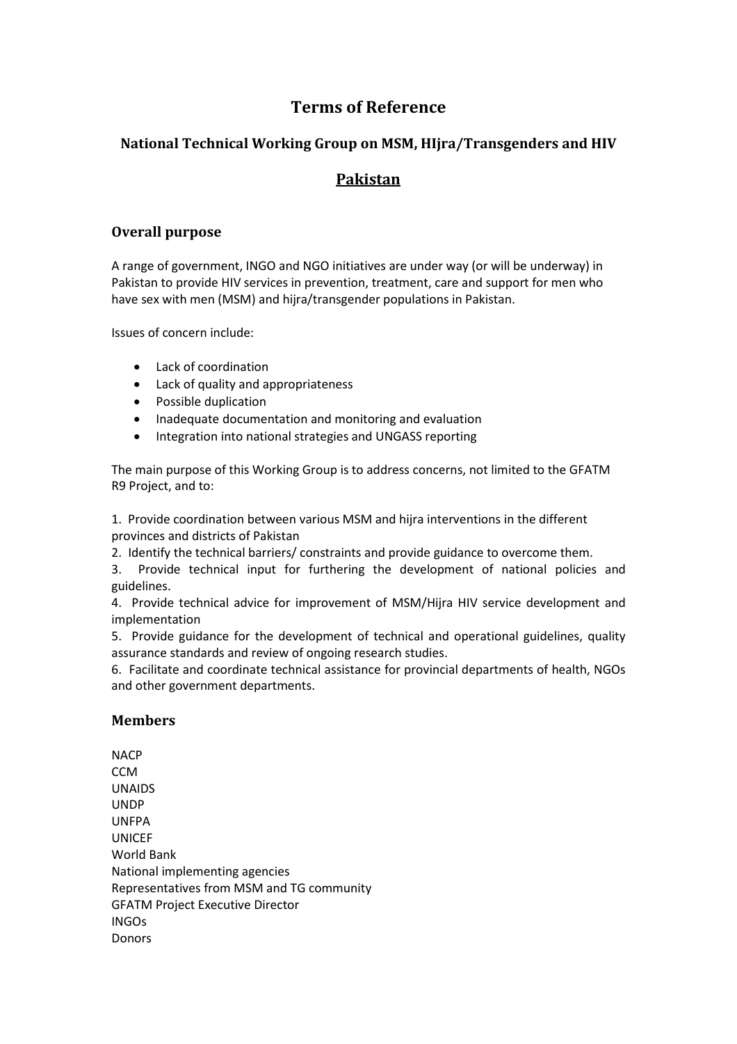# Terms of Reference

## National Technical Working Group on MSM, HIjra/Transgenders and HIV

## Pakistan

### Overall purpose

A range of government, INGO and NGO initiatives are under way (or will be underway) in Pakistan to provide HIV services in prevention, treatment, care and support for men who have sex with men (MSM) and hijra/transgender populations in Pakistan.

Issues of concern include:

- Lack of coordination
- Lack of quality and appropriateness
- Possible duplication
- Inadequate documentation and monitoring and evaluation
- Integration into national strategies and UNGASS reporting

The main purpose of this Working Group is to address concerns, not limited to the GFATM R9 Project, and to:

1. Provide coordination between various MSM and hijra interventions in the different provinces and districts of Pakistan
2. Identify the technical barriers/ constraints and provide guidance to overcome them.
3. Provide technical input for furthering the development of national policies and guidelines.
4. Provide technical advice for improvement of MSM/Hijra HIV service development and implementation
5. Provide guidance for the development of technical and operational guidelines, quality assurance standards and review of ongoing research studies.
6. Facilitate and coordinate technical assistance for provincial departments of health, NGOs and other government departments.

### Members

NACP
CCM
UNAIDS
UNDP
UNFPA
UNICEF
World Bank
National implementing agencies
Representatives from MSM and TG community
GFATM Project Executive Director
INGOs
Donors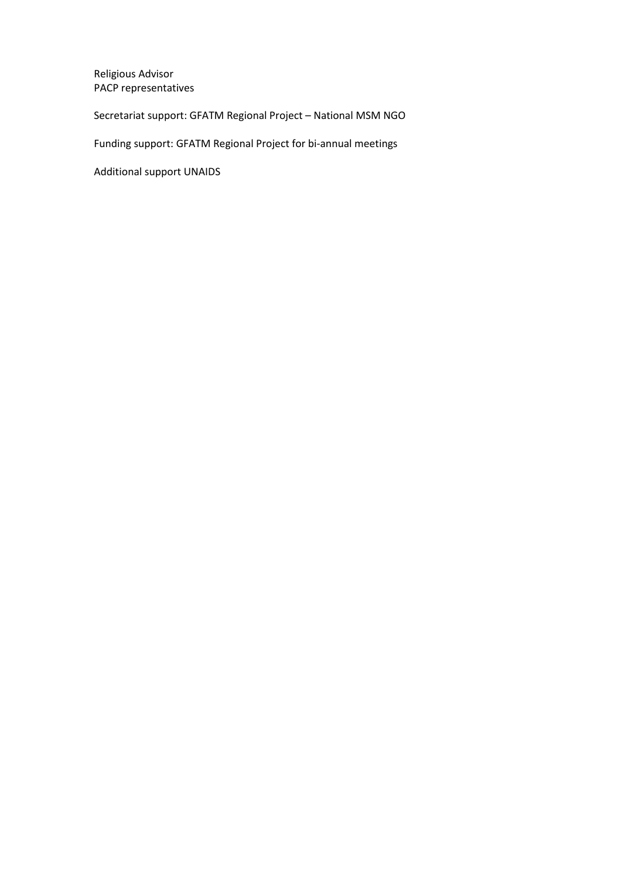Religious Advisor
PACP representatives

Secretariat support: GFATM Regional Project – National MSM NGO

Funding support: GFATM Regional Project for bi-annual meetings

Additional support UNAIDS